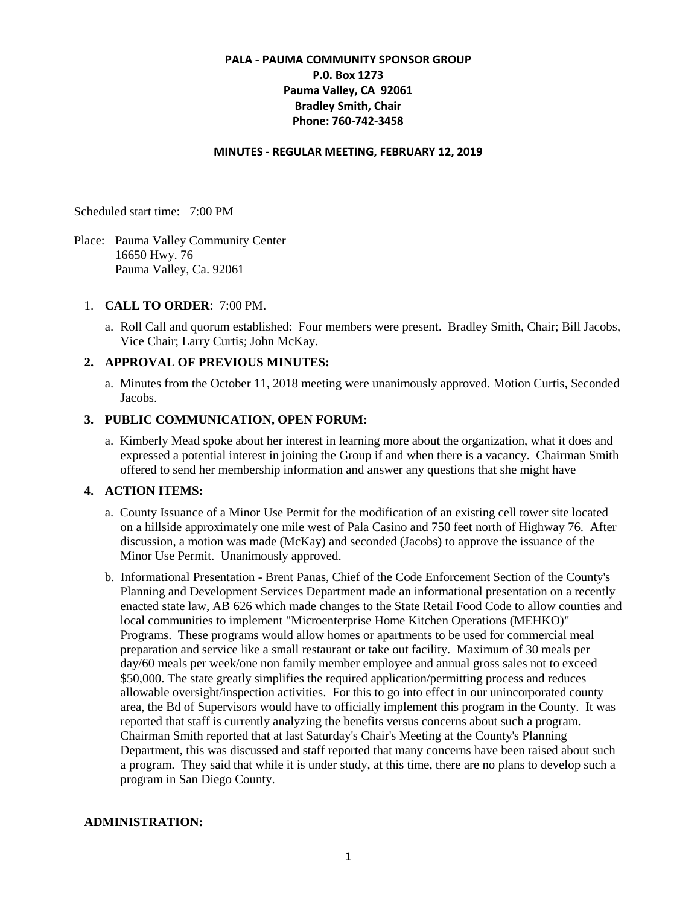**PALA - PAUMA COMMUNITY SPONSOR GROUP**
**P.0. Box 1273**
**Pauma Valley, CA 92061**
**Bradley Smith, Chair**
**Phone: 760-742-3458**

**MINUTES - REGULAR MEETING, FEBRUARY 12, 2019**

Scheduled start time: 7:00 PM

Place: Pauma Valley Community Center
16650 Hwy. 76
Pauma Valley, Ca. 92061

1. **CALL TO ORDER**: 7:00 PM.
   a. Roll Call and quorum established: Four members were present. Bradley Smith, Chair; Bill Jacobs, Vice Chair; Larry Curtis; John McKay.

2. **APPROVAL OF PREVIOUS MINUTES:**
   a. Minutes from the October 11, 2018 meeting were unanimously approved. Motion Curtis, Seconded Jacobs.

3. **PUBLIC COMMUNICATION, OPEN FORUM:**
   a. Kimberly Mead spoke about her interest in learning more about the organization, what it does and expressed a potential interest in joining the Group if and when there is a vacancy. Chairman Smith offered to send her membership information and answer any questions that she might have

4. **ACTION ITEMS:**
   a. County Issuance of a Minor Use Permit for the modification of an existing cell tower site located on a hillside approximately one mile west of Pala Casino and 750 feet north of Highway 76. After discussion, a motion was made (McKay) and seconded (Jacobs) to approve the issuance of the Minor Use Permit. Unanimously approved.
   b. Informational Presentation - Brent Panas, Chief of the Code Enforcement Section of the County's Planning and Development Services Department made an informational presentation on a recently enacted state law, AB 626 which made changes to the State Retail Food Code to allow counties and local communities to implement "Microenterprise Home Kitchen Operations (MEHKO)" Programs. These programs would allow homes or apartments to be used for commercial meal preparation and service like a small restaurant or take out facility. Maximum of 30 meals per day/60 meals per week/one non family member employee and annual gross sales not to exceed \$50,000. The state greatly simplifies the required application/permitting process and reduces allowable oversight/inspection activities. For this to go into effect in our unincorporated county area, the Bd of Supervisors would have to officially implement this program in the County. It was reported that staff is currently analyzing the benefits versus concerns about such a program. Chairman Smith reported that at last Saturday's Chair's Meeting at the County's Planning Department, this was discussed and staff reported that many concerns have been raised about such a program. They said that while it is under study, at this time, there are no plans to develop such a program in San Diego County.

**ADMINISTRATION:**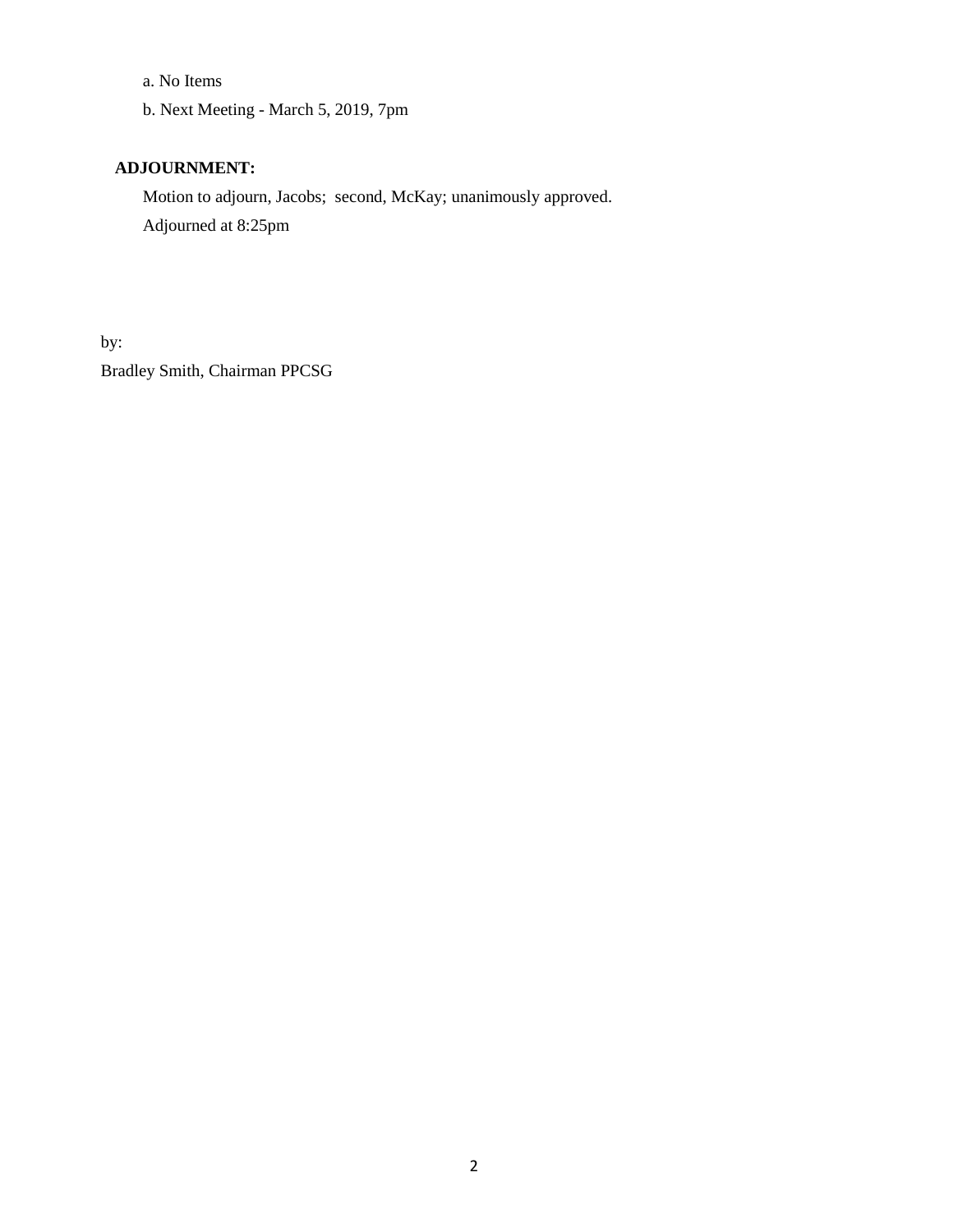a. No Items

b. Next Meeting - March 5, 2019, 7pm

**ADJOURNMENT:**

Motion to adjourn, Jacobs;  second, McKay; unanimously approved.

Adjourned at 8:25pm

by:

Bradley Smith, Chairman PPCSG